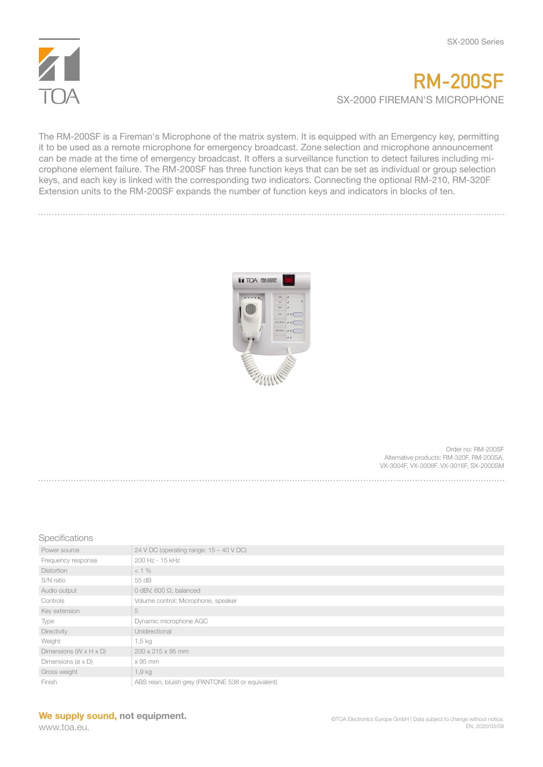SX-2000 Series

# RM-200SF

## SX-2000 FIREMAN'S MICROPHONE

The RM-200SF is a Fireman's Microphone of the matrix system. It is equipped with an Emergency key, permitting it to be used as a remote microphone for emergency broadcast. Zone selection and microphone announcement can be made at the time of emergency broadcast. It offers a surveillance function to detect failures including microphone element failure. The RM-200SF has three function keys that can be set as individual or group selection keys, and each key is linked with the corresponding two indicators. Connecting the optional RM-210, RM-320F Extension units to the RM-200SF expands the number of function keys and indicators in blocks of ten.

Order no: RM-200SF
Alternative products: RM-320F, RM-200SA, VX-3004F, VX-3008F, VX-3016F, SX-2000SM

### Specifications

| | |
|---|---|
| Power source | 24 V DC (operating range: 15 – 40 V DC) |
| Frequency response | 200 Hz - 15 kHz |
| Distortion | < 1 % |
| S/N ratio | 55 dB |
| Audio output | 0 dBV, 600 Ω, balanced |
| Controls | Volume control: Microphone, speaker |
| Key extension | 5 |
| Type | Dynamic microphone AGC |
| Directivity | Unidirectional |
| Weight | 1,5 kg |
| Dimensions (W x H x D) | 200 x 215 x 95 mm |
| Dimensions (ø x D) | x 95 mm |
| Gross weight | 1,9 kg |
| Finish | ABS resin, bluish grey (PANTONE 538 or equivalent) |

**We supply sound, not equipment.**
www.toa.eu.

©TOA Electronics Europe GmbH | Data subject to change without notice.
EN, 2020/03/08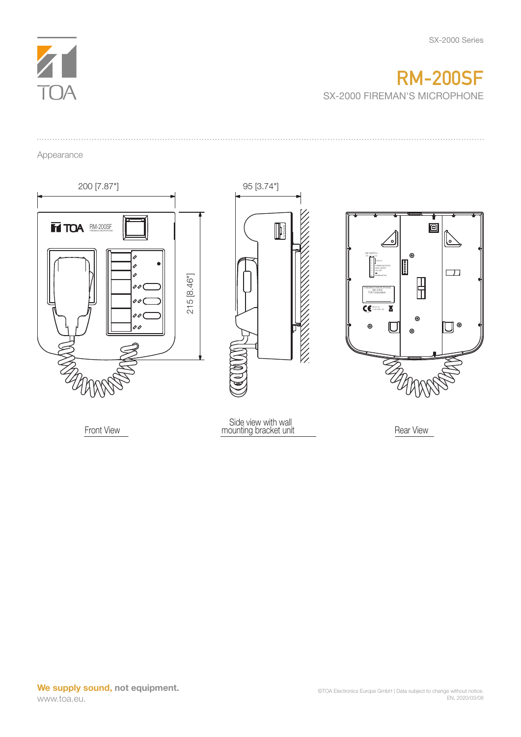# RM-200SF

SX-2000 FIREMAN'S MICROPHONE

## Appearance

200 [7.87"]

215 [8.46"]

Front View

95 [3.74"]

Side view with wall mounting bracket unit

Rear View

**We supply sound,** **not equipment.**
www.toa.eu.

©TOA Electronics Europe GmbH | Data subject to change without notice.
EN, 2020/03/08